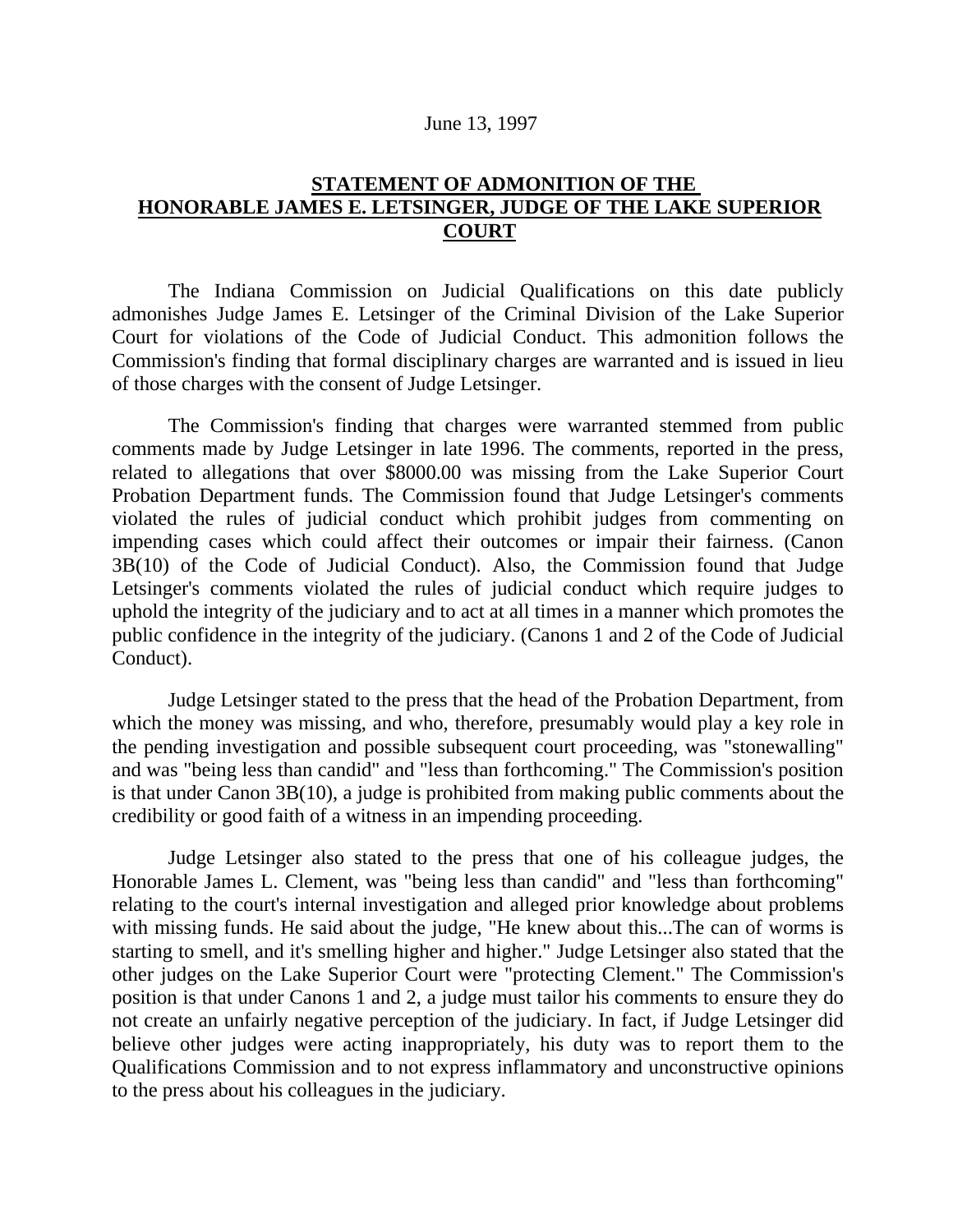June 13, 1997

**STATEMENT OF ADMONITION OF THE HONORABLE JAMES E. LETSINGER, JUDGE OF THE LAKE SUPERIOR COURT**

The Indiana Commission on Judicial Qualifications on this date publicly admonishes Judge James E. Letsinger of the Criminal Division of the Lake Superior Court for violations of the Code of Judicial Conduct. This admonition follows the Commission's finding that formal disciplinary charges are warranted and is issued in lieu of those charges with the consent of Judge Letsinger.

The Commission's finding that charges were warranted stemmed from public comments made by Judge Letsinger in late 1996. The comments, reported in the press, related to allegations that over $8000.00 was missing from the Lake Superior Court Probation Department funds. The Commission found that Judge Letsinger's comments violated the rules of judicial conduct which prohibit judges from commenting on impending cases which could affect their outcomes or impair their fairness. (Canon 3B(10) of the Code of Judicial Conduct). Also, the Commission found that Judge Letsinger's comments violated the rules of judicial conduct which require judges to uphold the integrity of the judiciary and to act at all times in a manner which promotes the public confidence in the integrity of the judiciary. (Canons 1 and 2 of the Code of Judicial Conduct).

Judge Letsinger stated to the press that the head of the Probation Department, from which the money was missing, and who, therefore, presumably would play a key role in the pending investigation and possible subsequent court proceeding, was "stonewalling" and was "being less than candid" and "less than forthcoming." The Commission's position is that under Canon 3B(10), a judge is prohibited from making public comments about the credibility or good faith of a witness in an impending proceeding.

Judge Letsinger also stated to the press that one of his colleague judges, the Honorable James L. Clement, was "being less than candid" and "less than forthcoming" relating to the court's internal investigation and alleged prior knowledge about problems with missing funds. He said about the judge, "He knew about this...The can of worms is starting to smell, and it's smelling higher and higher." Judge Letsinger also stated that the other judges on the Lake Superior Court were "protecting Clement." The Commission's position is that under Canons 1 and 2, a judge must tailor his comments to ensure they do not create an unfairly negative perception of the judiciary. In fact, if Judge Letsinger did believe other judges were acting inappropriately, his duty was to report them to the Qualifications Commission and to not express inflammatory and unconstructive opinions to the press about his colleagues in the judiciary.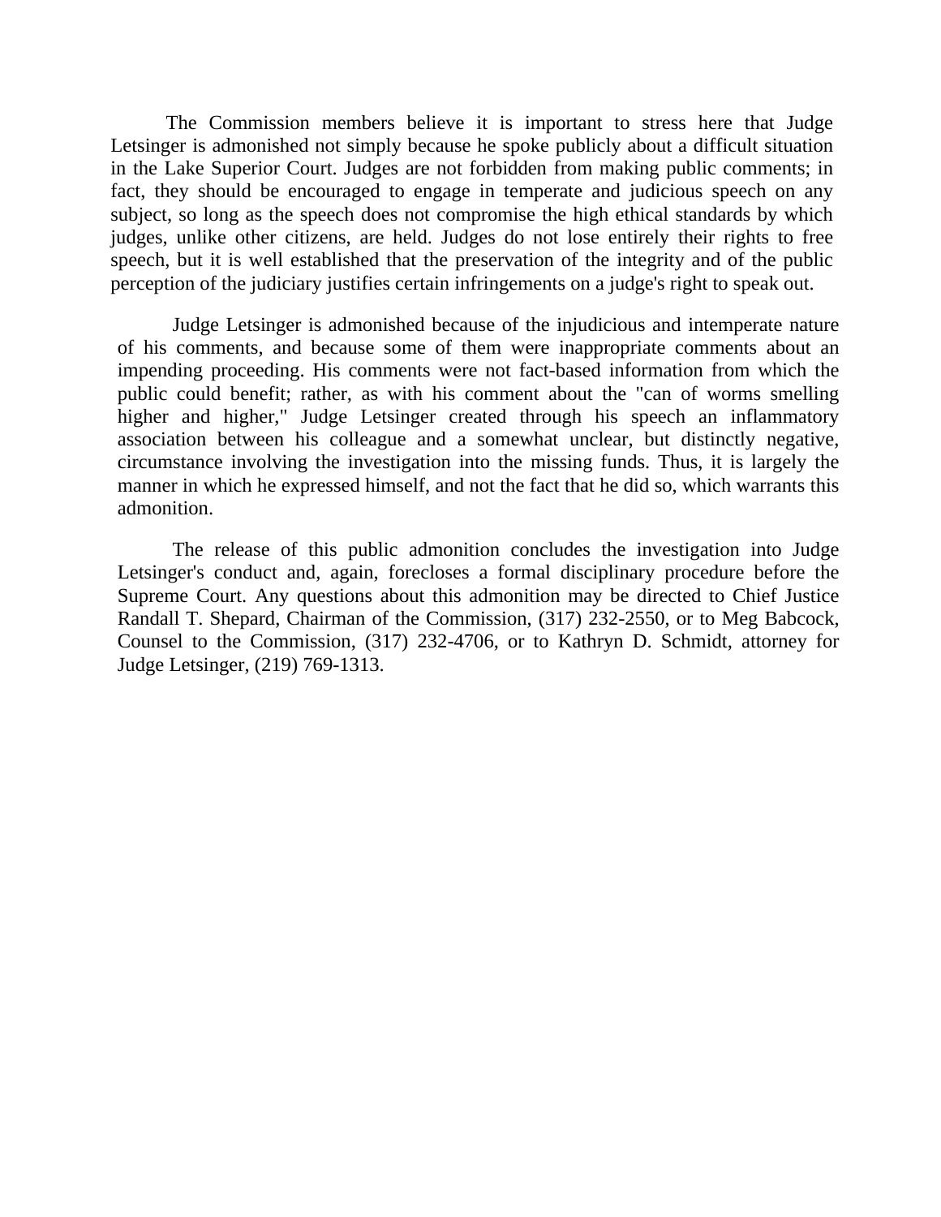The Commission members believe it is important to stress here that Judge Letsinger is admonished not simply because he spoke publicly about a difficult situation in the Lake Superior Court. Judges are not forbidden from making public comments; in fact, they should be encouraged to engage in temperate and judicious speech on any subject, so long as the speech does not compromise the high ethical standards by which judges, unlike other citizens, are held. Judges do not lose entirely their rights to free speech, but it is well established that the preservation of the integrity and of the public perception of the judiciary justifies certain infringements on a judge's right to speak out.

Judge Letsinger is admonished because of the injudicious and intemperate nature of his comments, and because some of them were inappropriate comments about an impending proceeding. His comments were not fact-based information from which the public could benefit; rather, as with his comment about the "can of worms smelling higher and higher," Judge Letsinger created through his speech an inflammatory association between his colleague and a somewhat unclear, but distinctly negative, circumstance involving the investigation into the missing funds. Thus, it is largely the manner in which he expressed himself, and not the fact that he did so, which warrants this admonition.

The release of this public admonition concludes the investigation into Judge Letsinger's conduct and, again, forecloses a formal disciplinary procedure before the Supreme Court. Any questions about this admonition may be directed to Chief Justice Randall T. Shepard, Chairman of the Commission, (317) 232-2550, or to Meg Babcock, Counsel to the Commission, (317) 232-4706, or to Kathryn D. Schmidt, attorney for Judge Letsinger, (219) 769-1313.